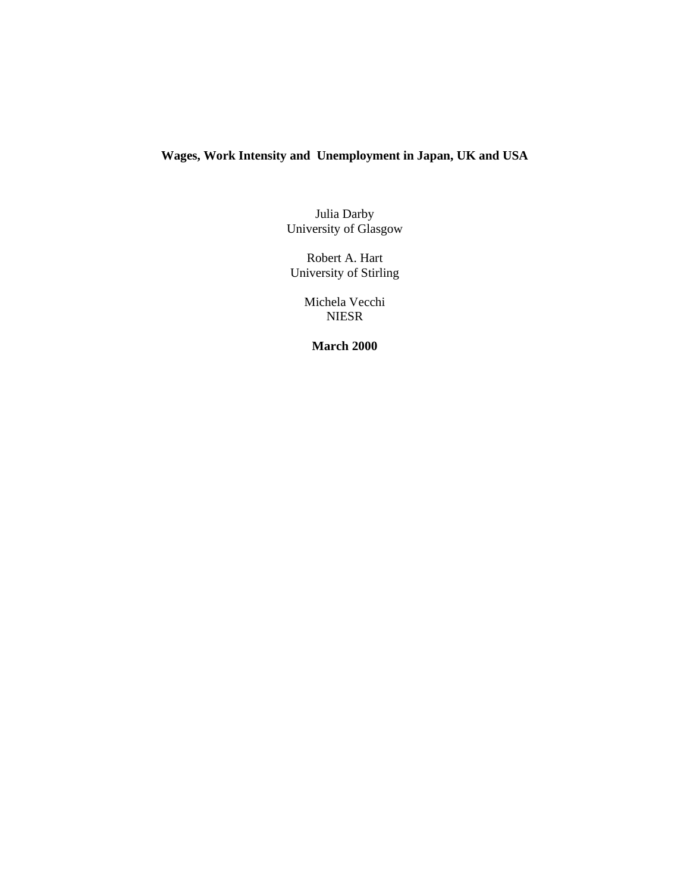# Wages, Work Intensity and Unemployment in Japan, UK and USA

Julia Darby
University of Glasgow

Robert A. Hart
University of Stirling

Michela Vecchi
NIESR

**March 2000**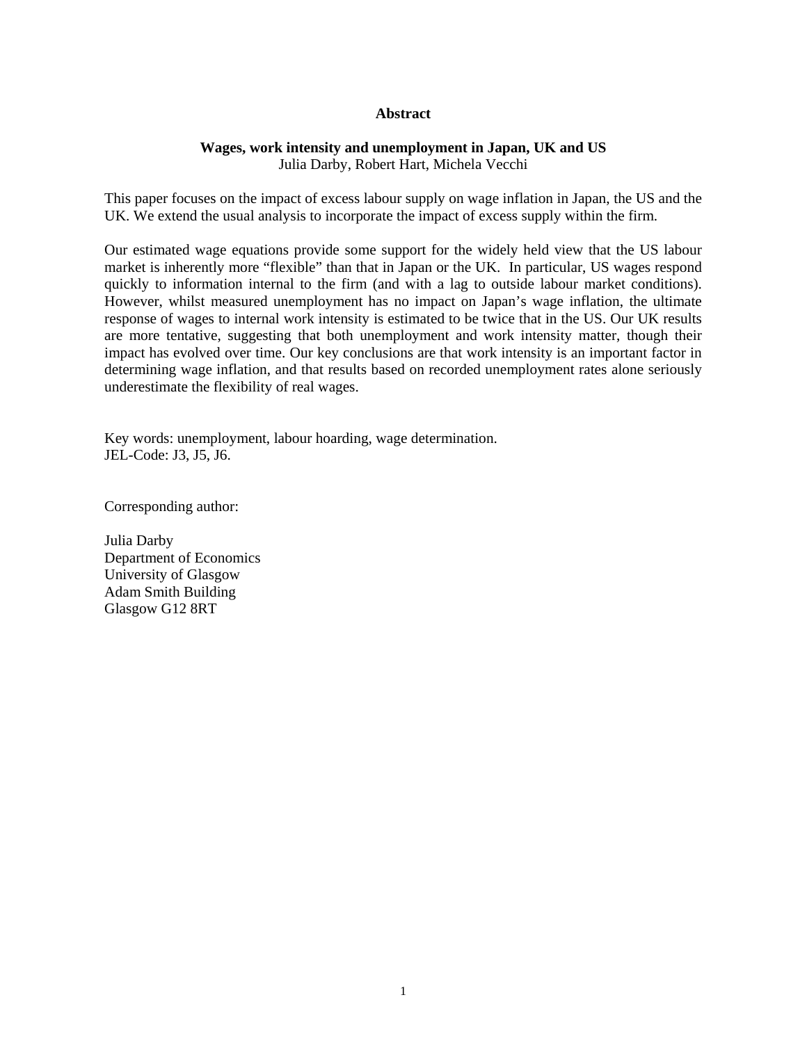## Abstract

**Wages, work intensity and unemployment in Japan, UK and US**
Julia Darby, Robert Hart, Michela Vecchi

This paper focuses on the impact of excess labour supply on wage inflation in Japan, the US and the UK. We extend the usual analysis to incorporate the impact of excess supply within the firm.

Our estimated wage equations provide some support for the widely held view that the US labour market is inherently more "flexible" than that in Japan or the UK. In particular, US wages respond quickly to information internal to the firm (and with a lag to outside labour market conditions). However, whilst measured unemployment has no impact on Japan's wage inflation, the ultimate response of wages to internal work intensity is estimated to be twice that in the US. Our UK results are more tentative, suggesting that both unemployment and work intensity matter, though their impact has evolved over time. Our key conclusions are that work intensity is an important factor in determining wage inflation, and that results based on recorded unemployment rates alone seriously underestimate the flexibility of real wages.

Key words: unemployment, labour hoarding, wage determination.
JEL-Code: J3, J5, J6.

Corresponding author:

Julia Darby
Department of Economics
University of Glasgow
Adam Smith Building
Glasgow G12 8RT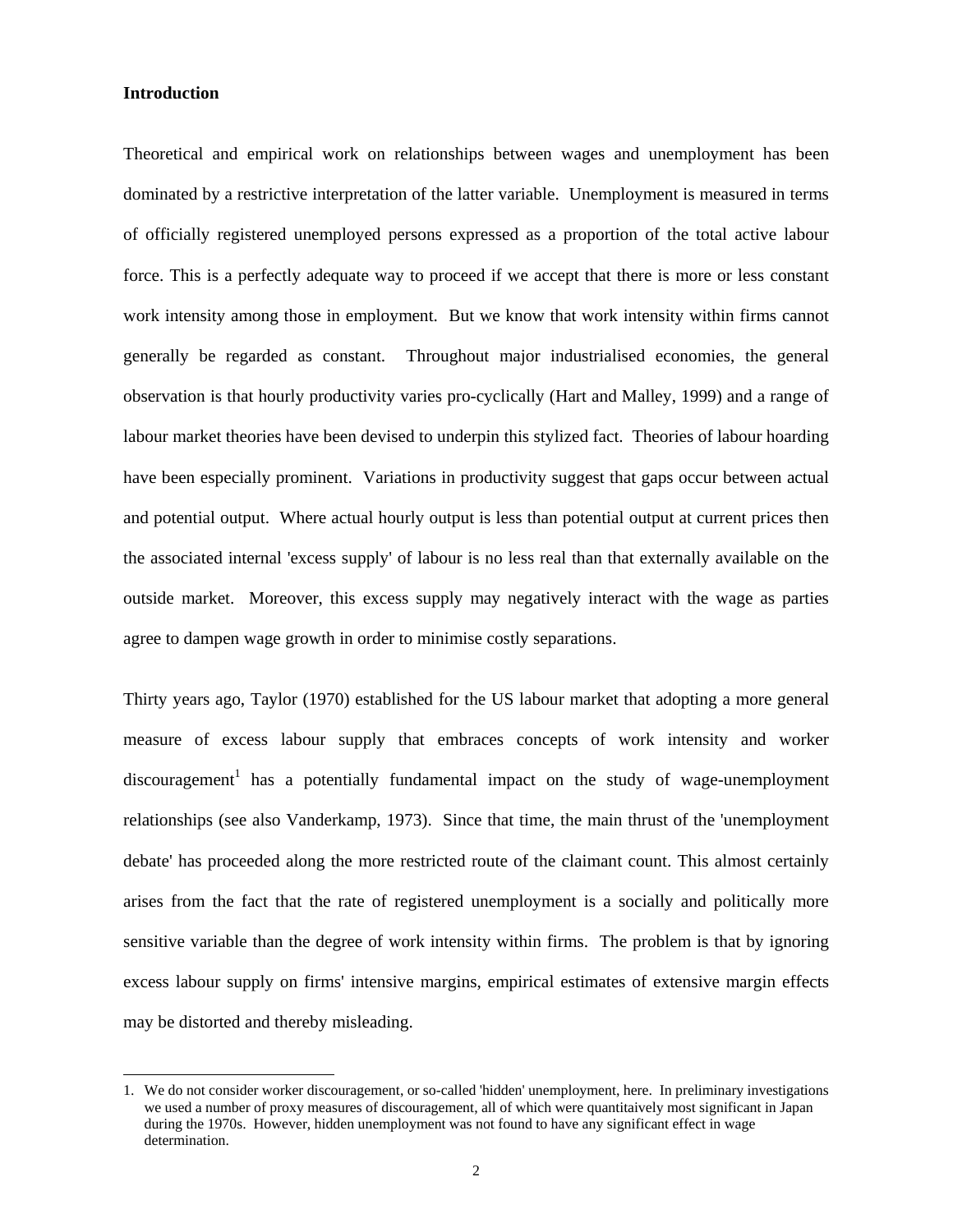## Introduction

Theoretical and empirical work on relationships between wages and unemployment has been dominated by a restrictive interpretation of the latter variable. Unemployment is measured in terms of officially registered unemployed persons expressed as a proportion of the total active labour force. This is a perfectly adequate way to proceed if we accept that there is more or less constant work intensity among those in employment. But we know that work intensity within firms cannot generally be regarded as constant. Throughout major industrialised economies, the general observation is that hourly productivity varies pro-cyclically (Hart and Malley, 1999) and a range of labour market theories have been devised to underpin this stylized fact. Theories of labour hoarding have been especially prominent. Variations in productivity suggest that gaps occur between actual and potential output. Where actual hourly output is less than potential output at current prices then the associated internal 'excess supply' of labour is no less real than that externally available on the outside market. Moreover, this excess supply may negatively interact with the wage as parties agree to dampen wage growth in order to minimise costly separations.

Thirty years ago, Taylor (1970) established for the US labour market that adopting a more general measure of excess labour supply that embraces concepts of work intensity and worker discouragement[1] has a potentially fundamental impact on the study of wage-unemployment relationships (see also Vanderkamp, 1973). Since that time, the main thrust of the 'unemployment debate' has proceeded along the more restricted route of the claimant count. This almost certainly arises from the fact that the rate of registered unemployment is a socially and politically more sensitive variable than the degree of work intensity within firms. The problem is that by ignoring excess labour supply on firms' intensive margins, empirical estimates of extensive margin effects may be distorted and thereby misleading.

1. We do not consider worker discouragement, or so-called 'hidden' unemployment, here. In preliminary investigations we used a number of proxy measures of discouragement, all of which were quantitaively most significant in Japan during the 1970s. However, hidden unemployment was not found to have any significant effect in wage determination.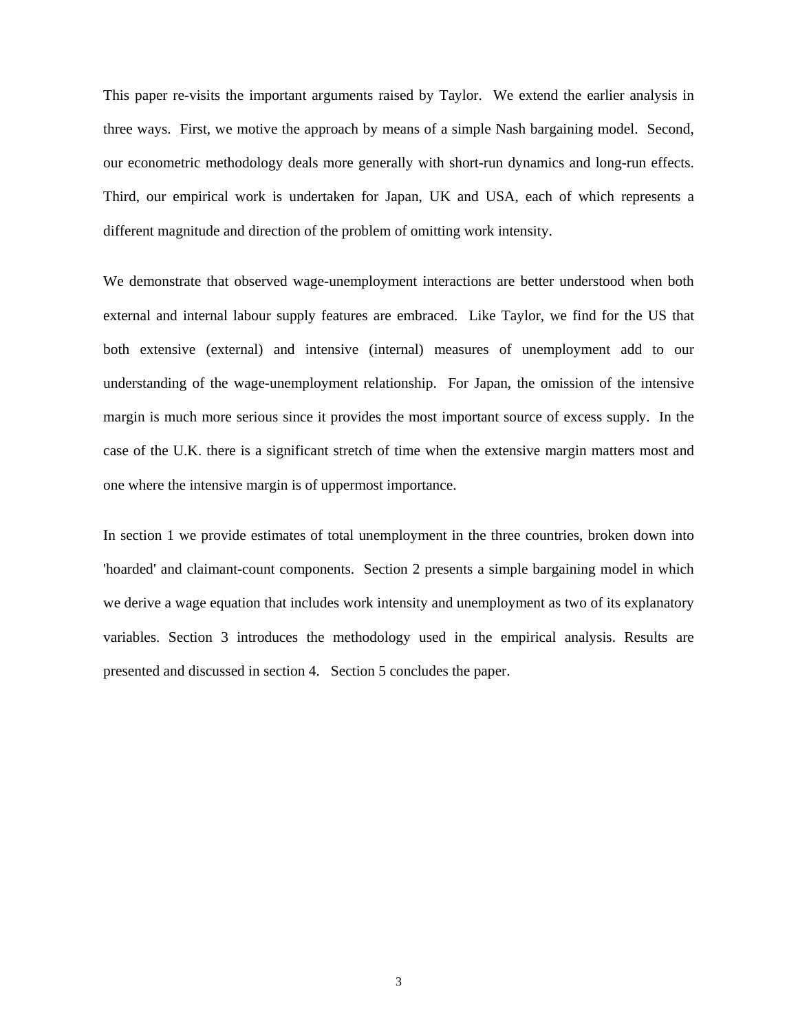This paper re-visits the important arguments raised by Taylor. We extend the earlier analysis in three ways. First, we motive the approach by means of a simple Nash bargaining model. Second, our econometric methodology deals more generally with short-run dynamics and long-run effects. Third, our empirical work is undertaken for Japan, UK and USA, each of which represents a different magnitude and direction of the problem of omitting work intensity.

We demonstrate that observed wage-unemployment interactions are better understood when both external and internal labour supply features are embraced. Like Taylor, we find for the US that both extensive (external) and intensive (internal) measures of unemployment add to our understanding of the wage-unemployment relationship. For Japan, the omission of the intensive margin is much more serious since it provides the most important source of excess supply. In the case of the U.K. there is a significant stretch of time when the extensive margin matters most and one where the intensive margin is of uppermost importance.

In section 1 we provide estimates of total unemployment in the three countries, broken down into 'hoarded' and claimant-count components. Section 2 presents a simple bargaining model in which we derive a wage equation that includes work intensity and unemployment as two of its explanatory variables. Section 3 introduces the methodology used in the empirical analysis. Results are presented and discussed in section 4. Section 5 concludes the paper.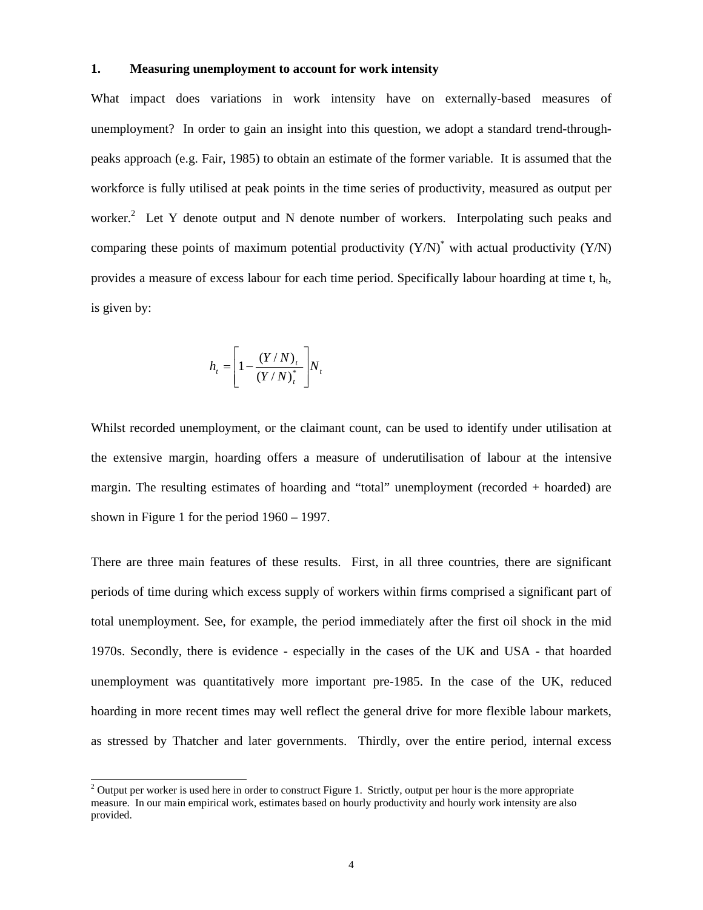## 1. Measuring unemployment to account for work intensity

What impact does variations in work intensity have on externally-based measures of unemployment? In order to gain an insight into this question, we adopt a standard trend-through-peaks approach (e.g. Fair, 1985) to obtain an estimate of the former variable. It is assumed that the workforce is fully utilised at peak points in the time series of productivity, measured as output per worker.[2] Let Y denote output and N denote number of workers. Interpolating such peaks and comparing these points of maximum potential productivity $(Y/N)^*$ with actual productivity (Y/N) provides a measure of excess labour for each time period. Specifically labour hoarding at time t, $h_t$, is given by:

$$h_t = \left[1 - \frac{(Y/N)_t}{(Y/N)_t^*}\right] N_t$$

Whilst recorded unemployment, or the claimant count, can be used to identify under utilisation at the extensive margin, hoarding offers a measure of underutilisation of labour at the intensive margin. The resulting estimates of hoarding and "total" unemployment (recorded + hoarded) are shown in Figure 1 for the period 1960 – 1997.

There are three main features of these results. First, in all three countries, there are significant periods of time during which excess supply of workers within firms comprised a significant part of total unemployment. See, for example, the period immediately after the first oil shock in the mid 1970s. Secondly, there is evidence - especially in the cases of the UK and USA - that hoarded unemployment was quantitatively more important pre-1985. In the case of the UK, reduced hoarding in more recent times may well reflect the general drive for more flexible labour markets, as stressed by Thatcher and later governments. Thirdly, over the entire period, internal excess

[2] Output per worker is used here in order to construct Figure 1. Strictly, output per hour is the more appropriate measure. In our main empirical work, estimates based on hourly productivity and hourly work intensity are also provided.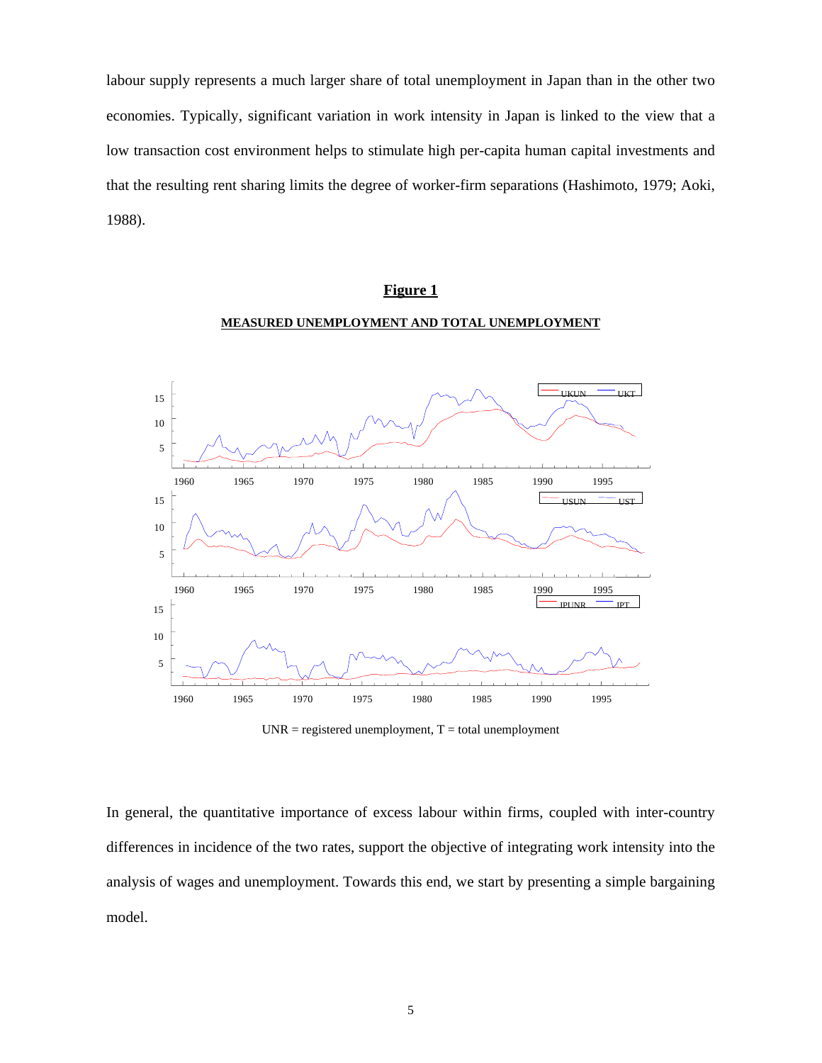labour supply represents a much larger share of total unemployment in Japan than in the other two economies. Typically, significant variation in work intensity in Japan is linked to the view that a low transaction cost environment helps to stimulate high per-capita human capital investments and that the resulting rent sharing limits the degree of worker-firm separations (Hashimoto, 1979; Aoki, 1988).

## Figure 1

**MEASURED UNEMPLOYMENT AND TOTAL UNEMPLOYMENT**

UNR = registered unemployment, T = total unemployment

In general, the quantitative importance of excess labour within firms, coupled with inter-country differences in incidence of the two rates, support the objective of integrating work intensity into the analysis of wages and unemployment. Towards this end, we start by presenting a simple bargaining model.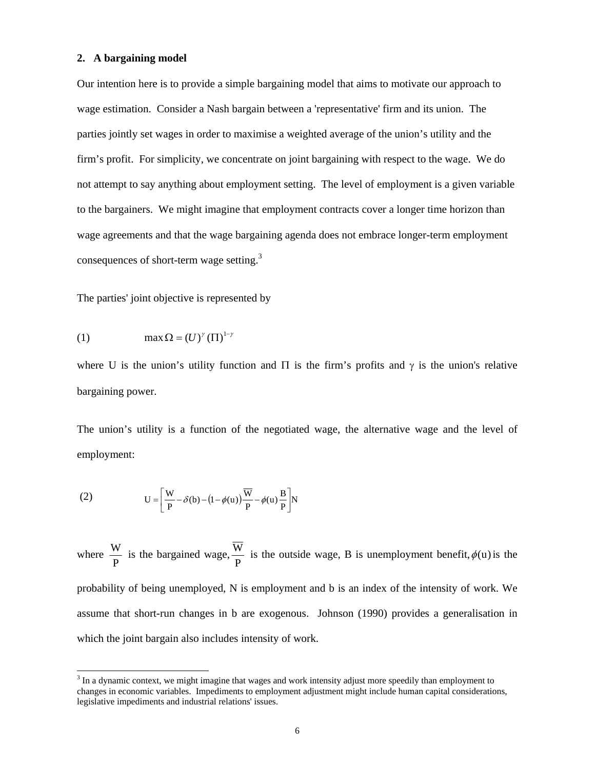## 2. A bargaining model

Our intention here is to provide a simple bargaining model that aims to motivate our approach to wage estimation. Consider a Nash bargain between a 'representative' firm and its union. The parties jointly set wages in order to maximise a weighted average of the union's utility and the firm's profit. For simplicity, we concentrate on joint bargaining with respect to the wage. We do not attempt to say anything about employment setting. The level of employment is a given variable to the bargainers. We might imagine that employment contracts cover a longer time horizon than wage agreements and that the wage bargaining agenda does not embrace longer-term employment consequences of short-term wage setting.[3]

The parties' joint objective is represented by

$$\text{(1)} \qquad \max \Omega = (U)^{\gamma} (\Pi)^{1-\gamma}$$

where U is the union's utility function and $\Pi$ is the firm's profits and $\gamma$ is the union's relative bargaining power.

The union's utility is a function of the negotiated wage, the alternative wage and the level of employment:

$$\text{(2)} \qquad U = \left[ \frac{W}{P} - \delta(b) - (1 - \phi(u)) \frac{\overline{W}}{P} - \phi(u) \frac{B}{P} \right] N$$

where $\frac{W}{P}$ is the bargained wage, $\frac{\overline{W}}{P}$ is the outside wage, B is unemployment benefit, $\phi(u)$ is the probability of being unemployed, N is employment and b is an index of the intensity of work. We assume that short-run changes in b are exogenous. Johnson (1990) provides a generalisation in which the joint bargain also includes intensity of work.

[3] In a dynamic context, we might imagine that wages and work intensity adjust more speedily than employment to changes in economic variables. Impediments to employment adjustment might include human capital considerations, legislative impediments and industrial relations' issues.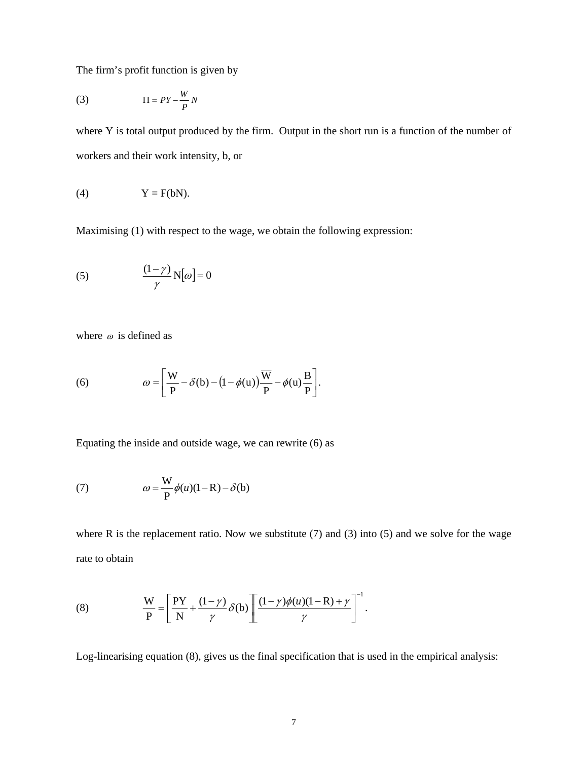The firm's profit function is given by

$$(3) \qquad \Pi = PY - \frac{W}{P}N$$

where Y is total output produced by the firm. Output in the short run is a function of the number of workers and their work intensity, b, or

$$(4) \qquad Y = F(bN).$$

Maximising (1) with respect to the wage, we obtain the following expression:

$$(5) \qquad \frac{(1-\gamma)}{\gamma}N[\omega] = 0$$

where $\omega$ is defined as

$$(6) \qquad \omega = \left[\frac{W}{P} - \delta(b) - (1-\phi(u))\frac{\overline{W}}{P} - \phi(u)\frac{B}{P}\right].$$

Equating the inside and outside wage, we can rewrite (6) as

$$(7) \qquad \omega = \frac{W}{P}\phi(u)(1-R) - \delta(b)$$

where R is the replacement ratio. Now we substitute (7) and (3) into (5) and we solve for the wage rate to obtain

$$(8) \qquad \frac{W}{P} = \left[\frac{PY}{N} + \frac{(1-\gamma)}{\gamma}\delta(b)\right]\left[\frac{(1-\gamma)\phi(u)(1-R)+\gamma}{\gamma}\right]^{-1}.$$

Log-linearising equation (8), gives us the final specification that is used in the empirical analysis: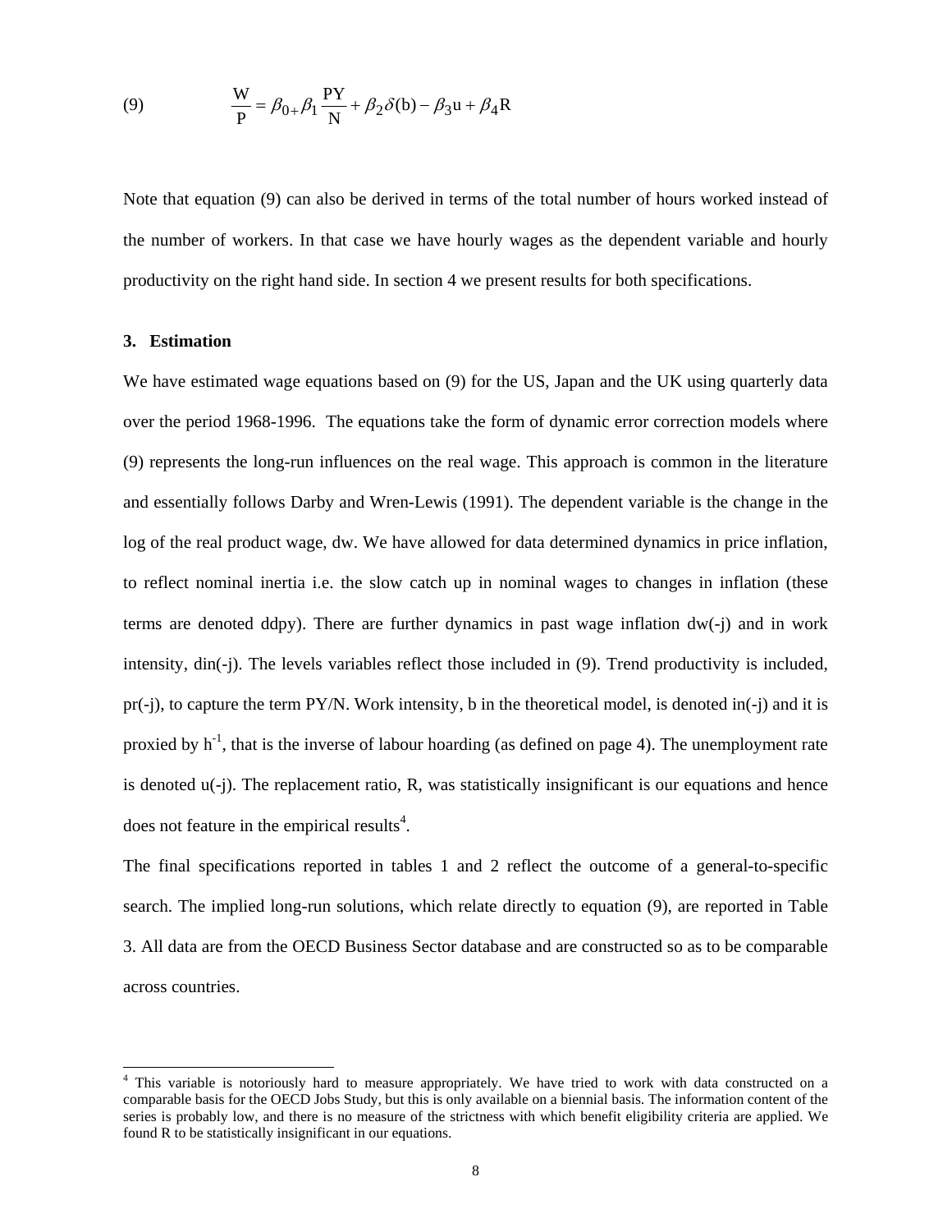$$(9) \qquad \frac{W}{P} = \beta_{0+}\beta_1 \frac{PY}{N} + \beta_2 \delta(b) - \beta_3 u + \beta_4 R$$

Note that equation (9) can also be derived in terms of the total number of hours worked instead of the number of workers. In that case we have hourly wages as the dependent variable and hourly productivity on the right hand side. In section 4 we present results for both specifications.

### 3. Estimation

We have estimated wage equations based on (9) for the US, Japan and the UK using quarterly data over the period 1968-1996. The equations take the form of dynamic error correction models where (9) represents the long-run influences on the real wage. This approach is common in the literature and essentially follows Darby and Wren-Lewis (1991). The dependent variable is the change in the log of the real product wage, dw. We have allowed for data determined dynamics in price inflation, to reflect nominal inertia i.e. the slow catch up in nominal wages to changes in inflation (these terms are denoted ddpy). There are further dynamics in past wage inflation dw(-j) and in work intensity, din(-j). The levels variables reflect those included in (9). Trend productivity is included, pr(-j), to capture the term PY/N. Work intensity, b in the theoretical model, is denoted in(-j) and it is proxied by $h^{-1}$, that is the inverse of labour hoarding (as defined on page 4). The unemployment rate is denoted u(-j). The replacement ratio, R, was statistically insignificant is our equations and hence does not feature in the empirical results[4].

The final specifications reported in tables 1 and 2 reflect the outcome of a general-to-specific search. The implied long-run solutions, which relate directly to equation (9), are reported in Table 3. All data are from the OECD Business Sector database and are constructed so as to be comparable across countries.

[4] This variable is notoriously hard to measure appropriately. We have tried to work with data constructed on a comparable basis for the OECD Jobs Study, but this is only available on a biennial basis. The information content of the series is probably low, and there is no measure of the strictness with which benefit eligibility criteria are applied. We found R to be statistically insignificant in our equations.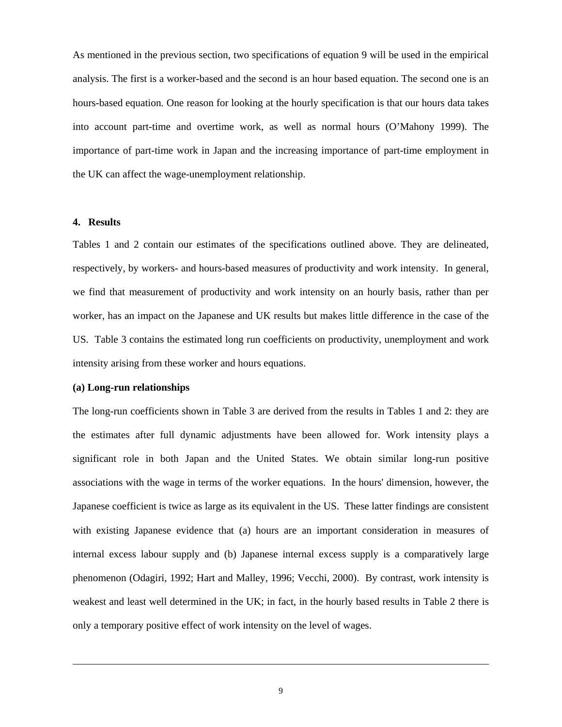As mentioned in the previous section, two specifications of equation 9 will be used in the empirical analysis. The first is a worker-based and the second is an hour based equation. The second one is an hours-based equation. One reason for looking at the hourly specification is that our hours data takes into account part-time and overtime work, as well as normal hours (O'Mahony 1999). The importance of part-time work in Japan and the increasing importance of part-time employment in the UK can affect the wage-unemployment relationship.

## 4. Results

Tables 1 and 2 contain our estimates of the specifications outlined above. They are delineated, respectively, by workers- and hours-based measures of productivity and work intensity. In general, we find that measurement of productivity and work intensity on an hourly basis, rather than per worker, has an impact on the Japanese and UK results but makes little difference in the case of the US. Table 3 contains the estimated long run coefficients on productivity, unemployment and work intensity arising from these worker and hours equations.

### (a) Long-run relationships

The long-run coefficients shown in Table 3 are derived from the results in Tables 1 and 2: they are the estimates after full dynamic adjustments have been allowed for. Work intensity plays a significant role in both Japan and the United States. We obtain similar long-run positive associations with the wage in terms of the worker equations. In the hours' dimension, however, the Japanese coefficient is twice as large as its equivalent in the US. These latter findings are consistent with existing Japanese evidence that (a) hours are an important consideration in measures of internal excess labour supply and (b) Japanese internal excess supply is a comparatively large phenomenon (Odagiri, 1992; Hart and Malley, 1996; Vecchi, 2000). By contrast, work intensity is weakest and least well determined in the UK; in fact, in the hourly based results in Table 2 there is only a temporary positive effect of work intensity on the level of wages.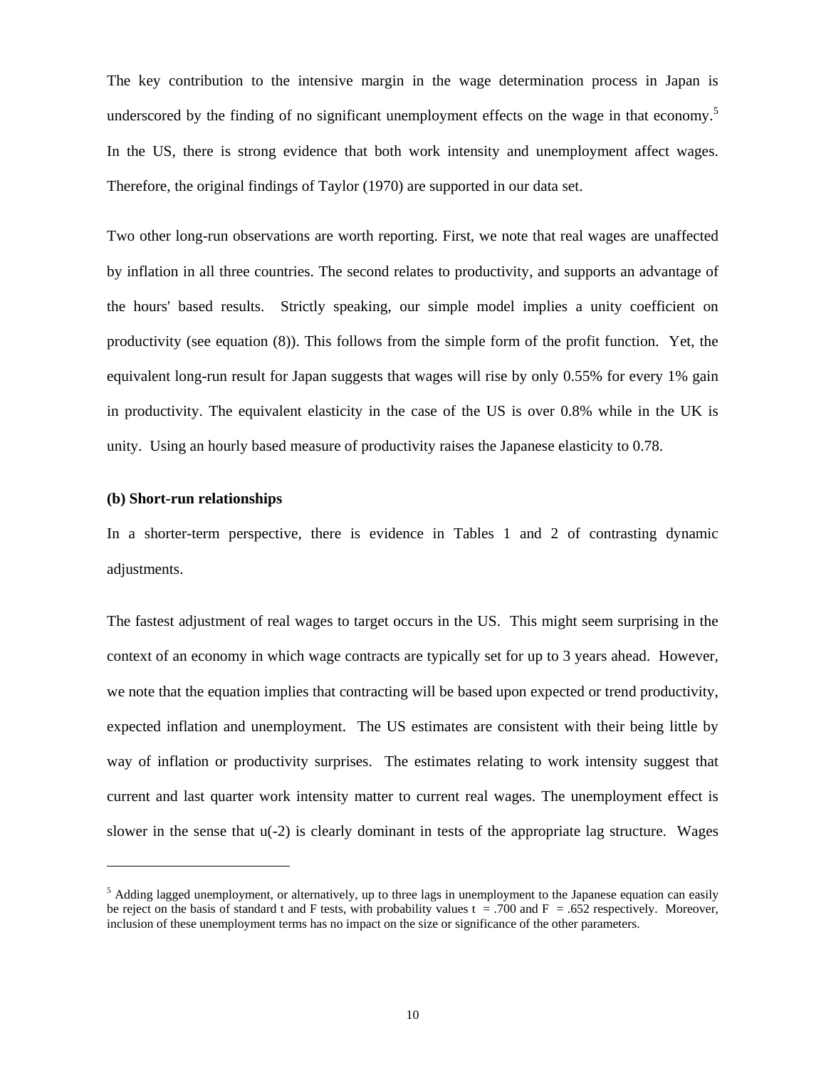The key contribution to the intensive margin in the wage determination process in Japan is underscored by the finding of no significant unemployment effects on the wage in that economy.[5] In the US, there is strong evidence that both work intensity and unemployment affect wages. Therefore, the original findings of Taylor (1970) are supported in our data set.

Two other long-run observations are worth reporting. First, we note that real wages are unaffected by inflation in all three countries. The second relates to productivity, and supports an advantage of the hours' based results. Strictly speaking, our simple model implies a unity coefficient on productivity (see equation (8)). This follows from the simple form of the profit function. Yet, the equivalent long-run result for Japan suggests that wages will rise by only 0.55% for every 1% gain in productivity. The equivalent elasticity in the case of the US is over 0.8% while in the UK is unity. Using an hourly based measure of productivity raises the Japanese elasticity to 0.78.

**(b) Short-run relationships**

In a shorter-term perspective, there is evidence in Tables 1 and 2 of contrasting dynamic adjustments.

The fastest adjustment of real wages to target occurs in the US. This might seem surprising in the context of an economy in which wage contracts are typically set for up to 3 years ahead. However, we note that the equation implies that contracting will be based upon expected or trend productivity, expected inflation and unemployment. The US estimates are consistent with their being little by way of inflation or productivity surprises. The estimates relating to work intensity suggest that current and last quarter work intensity matter to current real wages. The unemployment effect is slower in the sense that u(-2) is clearly dominant in tests of the appropriate lag structure. Wages

[5] Adding lagged unemployment, or alternatively, up to three lags in unemployment to the Japanese equation can easily be reject on the basis of standard t and F tests, with probability values t = .700 and F = .652 respectively. Moreover, inclusion of these unemployment terms has no impact on the size or significance of the other parameters.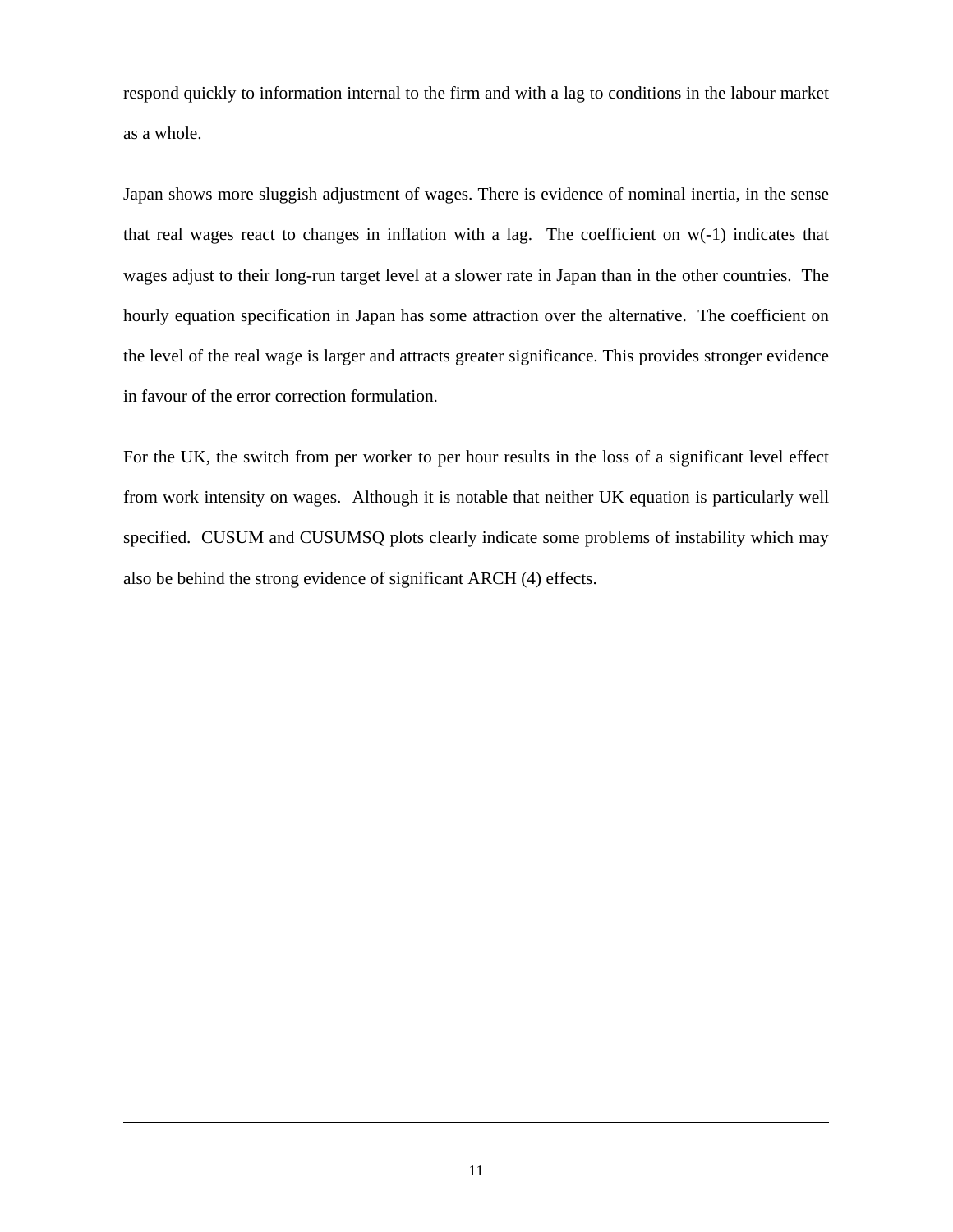respond quickly to information internal to the firm and with a lag to conditions in the labour market as a whole.

Japan shows more sluggish adjustment of wages. There is evidence of nominal inertia, in the sense that real wages react to changes in inflation with a lag. The coefficient on w(-1) indicates that wages adjust to their long-run target level at a slower rate in Japan than in the other countries. The hourly equation specification in Japan has some attraction over the alternative. The coefficient on the level of the real wage is larger and attracts greater significance. This provides stronger evidence in favour of the error correction formulation.

For the UK, the switch from per worker to per hour results in the loss of a significant level effect from work intensity on wages. Although it is notable that neither UK equation is particularly well specified. CUSUM and CUSUMSQ plots clearly indicate some problems of instability which may also be behind the strong evidence of significant ARCH (4) effects.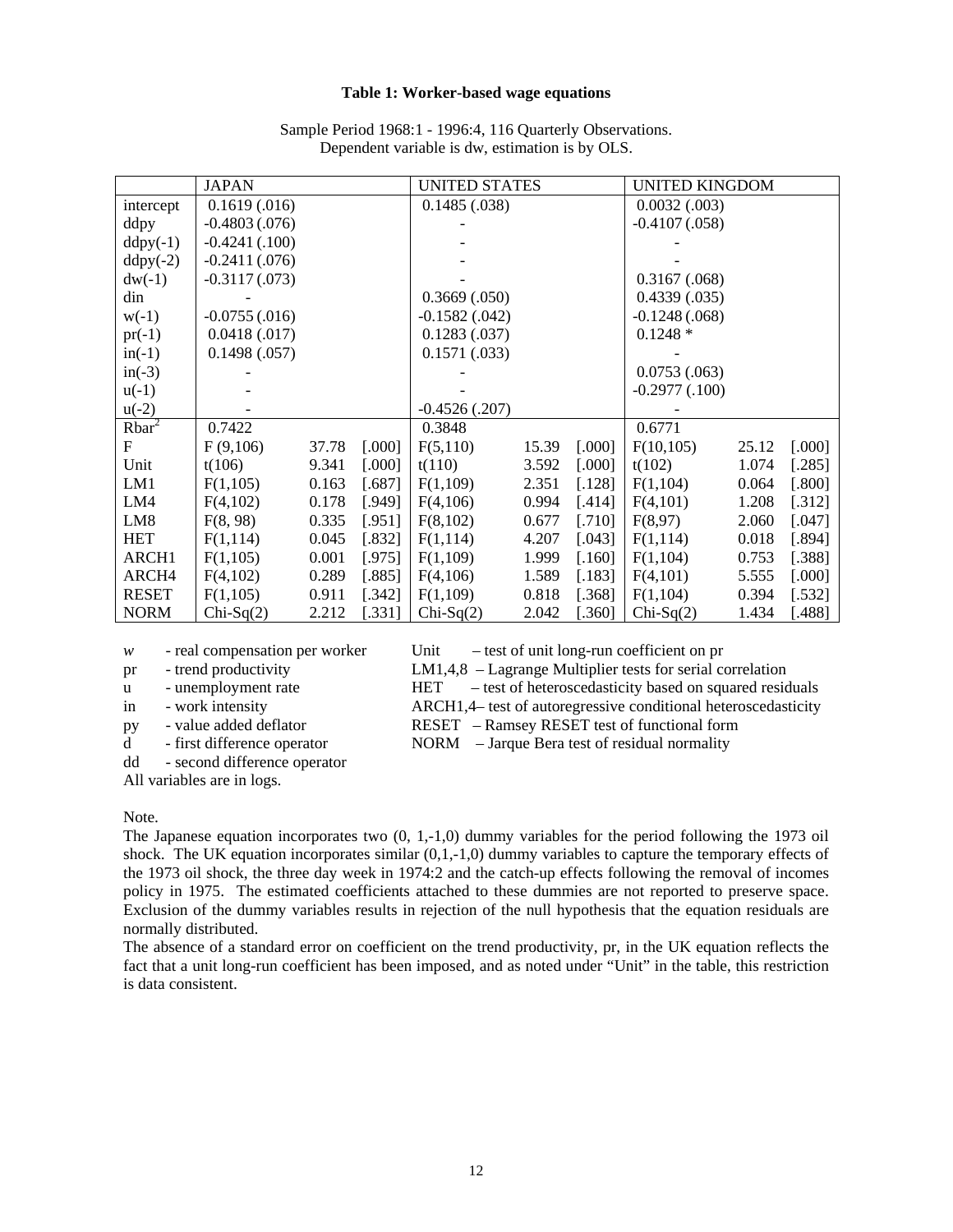**Table 1: Worker-based wage equations**

Sample Period 1968:1 - 1996:4, 116 Quarterly Observations.
Dependent variable is dw, estimation is by OLS.

| | JAPAN | | | UNITED STATES | | | UNITED KINGDOM | | |
|---|---|---|---|---|---|---|---|---|---|
| intercept | 0.1619 (.016) | | | 0.1485 (.038) | | | 0.0032 (.003) | | |
| ddpy | -0.4803 (.076) | | | - | | | -0.4107 (.058) | | |
| ddpy(-1) | -0.4241 (.100) | | | - | | | - | | |
| ddpy(-2) | -0.2411 (.076) | | | - | | | - | | |
| dw(-1) | -0.3117 (.073) | | | - | | | 0.3167 (.068) | | |
| din | - | | | 0.3669 (.050) | | | 0.4339 (.035) | | |
| w(-1) | -0.0755 (.016) | | | -0.1582 (.042) | | | -0.1248 (.068) | | |
| pr(-1) | 0.0418 (.017) | | | 0.1283 (.037) | | | 0.1248 * | | |
| in(-1) | 0.1498 (.057) | | | 0.1571 (.033) | | | - | | |
| in(-3) | - | | | - | | | 0.0753 (.063) | | |
| u(-1) | - | | | - | | | -0.2977 (.100) | | |
| u(-2) | - | | | -0.4526 (.207) | | | - | | |
| $\bar{R}^2$ | 0.7422 | | | 0.3848 | | | 0.6771 | | |
| F | F (9,106) | 37.78 | [.000] | F(5,110) | 15.39 | [.000] | F(10,105) | 25.12 | [.000] |
| Unit | t(106) | 9.341 | [.000] | t(110) | 3.592 | [.000] | t(102) | 1.074 | [.285] |
| LM1 | F(1,105) | 0.163 | [.687] | F(1,109) | 2.351 | [.128] | F(1,104) | 0.064 | [.800] |
| LM4 | F(4,102) | 0.178 | [.949] | F(4,106) | 0.994 | [.414] | F(4,101) | 1.208 | [.312] |
| LM8 | F(8, 98) | 0.335 | [.951] | F(8,102) | 0.677 | [.710] | F(8,97) | 2.060 | [.047] |
| HET | F(1,114) | 0.045 | [.832] | F(1,114) | 4.207 | [.043] | F(1,114) | 0.018 | [.894] |
| ARCH1 | F(1,105) | 0.001 | [.975] | F(1,109) | 1.999 | [.160] | F(1,104) | 0.753 | [.388] |
| ARCH4 | F(4,102) | 0.289 | [.885] | F(4,106) | 1.589 | [.183] | F(4,101) | 5.555 | [.000] |
| RESET | F(1,105) | 0.911 | [.342] | F(1,109) | 0.818 | [.368] | F(1,104) | 0.394 | [.532] |
| NORM | Chi-Sq(2) | 2.212 | [.331] | Chi-Sq(2) | 2.042 | [.360] | Chi-Sq(2) | 1.434 | [.488] |

*w* - real compensation per worker
pr - trend productivity
u - unemployment rate
in - work intensity
py - value added deflator
d - first difference operator
dd - second difference operator
All variables are in logs.

Unit – test of unit long-run coefficient on pr
LM1,4,8 – Lagrange Multiplier tests for serial correlation
HET – test of heteroscedasticity based on squared residuals
ARCH1,4– test of autoregressive conditional heteroscedasticity
RESET – Ramsey RESET test of functional form
NORM – Jarque Bera test of residual normality

Note.

The Japanese equation incorporates two (0, 1,-1,0) dummy variables for the period following the 1973 oil shock. The UK equation incorporates similar (0,1,-1,0) dummy variables to capture the temporary effects of the 1973 oil shock, the three day week in 1974:2 and the catch-up effects following the removal of incomes policy in 1975. The estimated coefficients attached to these dummies are not reported to preserve space. Exclusion of the dummy variables results in rejection of the null hypothesis that the equation residuals are normally distributed.

The absence of a standard error on coefficient on the trend productivity, pr, in the UK equation reflects the fact that a unit long-run coefficient has been imposed, and as noted under "Unit" in the table, this restriction is data consistent.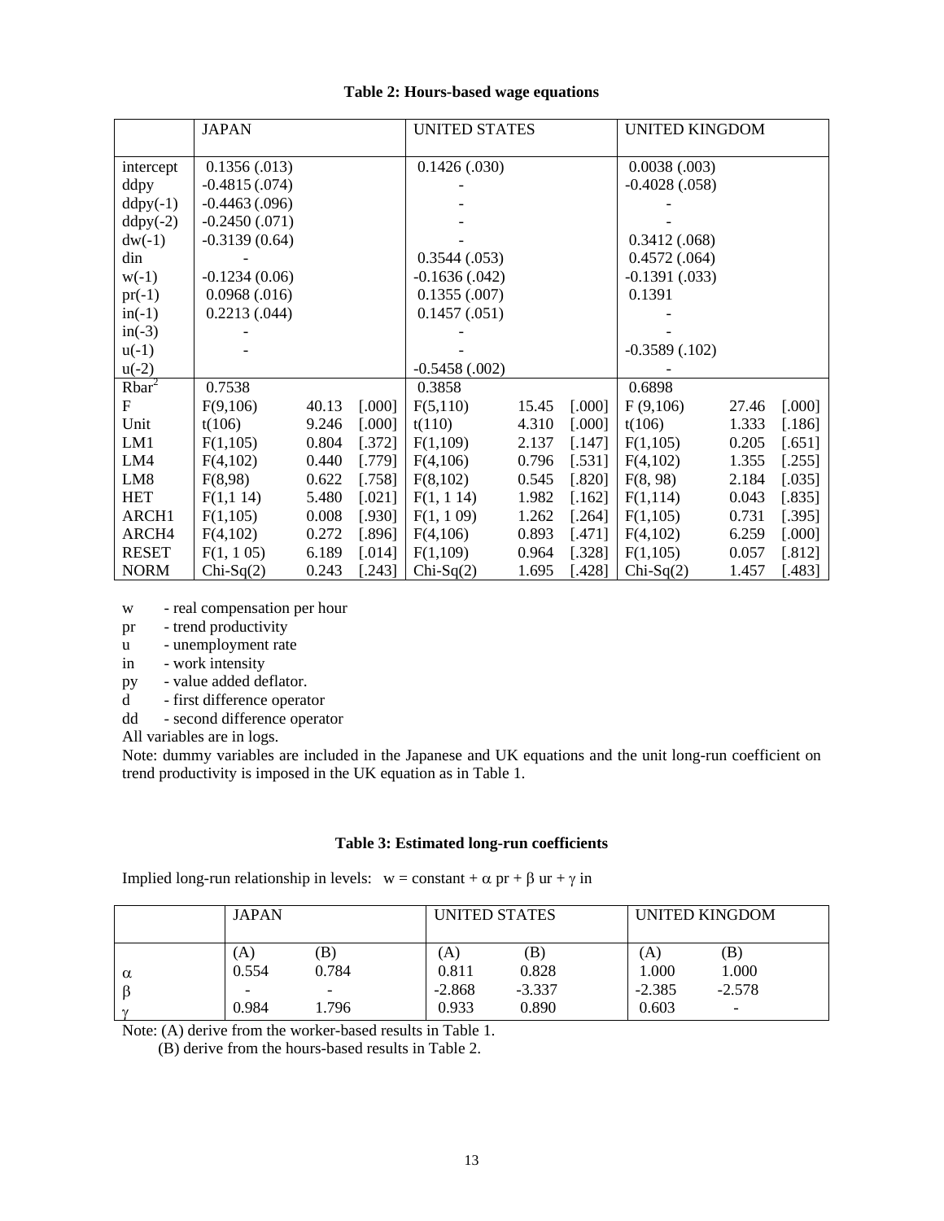**Table 2: Hours-based wage equations**

| | JAPAN | | | UNITED STATES | | | UNITED KINGDOM | | |
|---|---|---|---|---|---|---|---|---|---|
| intercept | 0.1356 (.013) | | | 0.1426 (.030) | | | 0.0038 (.003) | | |
| ddpy | -0.4815 (.074) | | | - | | | -0.4028 (.058) | | |
| ddpy(-1) | -0.4463 (.096) | | | - | | | - | | |
| ddpy(-2) | -0.2450 (.071) | | | - | | | - | | |
| dw(-1) | -0.3139 (0.64) | | | - | | | 0.3412 (.068) | | |
| din | - | | | 0.3544 (.053) | | | 0.4572 (.064) | | |
| w(-1) | -0.1234 (0.06) | | | -0.1636 (.042) | | | -0.1391 (.033) | | |
| pr(-1) | 0.0968 (.016) | | | 0.1355 (.007) | | | 0.1391 | | |
| in(-1) | 0.2213 (.044) | | | 0.1457 (.051) | | | - | | |
| in(-3) | - | | | - | | | - | | |
| u(-1) | - | | | - | | | -0.3589 (.102) | | |
| u(-2) | | | | -0.5458 (.002) | | | - | | |
| $\bar{R}^2$ | 0.7538 | | | 0.3858 | | | 0.6898 | | |
| F | F(9,106) | 40.13 | [.000] | F(5,110) | 15.45 | [.000] | F (9,106) | 27.46 | [.000] |
| Unit | t(106) | 9.246 | [.000] | t(110) | 4.310 | [.000] | t(106) | 1.333 | [.186] |
| LM1 | F(1,105) | 0.804 | [.372] | F(1,109) | 2.137 | [.147] | F(1,105) | 0.205 | [.651] |
| LM4 | F(4,102) | 0.440 | [.779] | F(4,106) | 0.796 | [.531] | F(4,102) | 1.355 | [.255] |
| LM8 | F(8,98) | 0.622 | [.758] | F(8,102) | 0.545 | [.820] | F(8, 98) | 2.184 | [.035] |
| HET | F(1,1 14) | 5.480 | [.021] | F(1, 1 14) | 1.982 | [.162] | F(1,114) | 0.043 | [.835] |
| ARCH1 | F(1,105) | 0.008 | [.930] | F(1, 1 09) | 1.262 | [.264] | F(1,105) | 0.731 | [.395] |
| ARCH4 | F(4,102) | 0.272 | [.896] | F(4,106) | 0.893 | [.471] | F(4,102) | 6.259 | [.000] |
| RESET | F(1, 1 05) | 6.189 | [.014] | F(1,109) | 0.964 | [.328] | F(1,105) | 0.057 | [.812] |
| NORM | Chi-Sq(2) | 0.243 | [.243] | Chi-Sq(2) | 1.695 | [.428] | Chi-Sq(2) | 1.457 | [.483] |

w - real compensation per hour
pr - trend productivity
u - unemployment rate
in - work intensity
py - value added deflator.
d - first difference operator
dd - second difference operator
All variables are in logs.
Note: dummy variables are included in the Japanese and UK equations and the unit long-run coefficient on trend productivity is imposed in the UK equation as in Table 1.

**Table 3: Estimated long-run coefficients**

Implied long-run relationship in levels: $w = \text{constant} + \alpha\, pr + \beta\, ur + \gamma\, in$

| | JAPAN | | UNITED STATES | | UNITED KINGDOM | |
|---|---|---|---|---|---|---|
| | (A) | (B) | (A) | (B) | (A) | (B) |
| $\alpha$ | 0.554 | 0.784 | 0.811 | 0.828 | 1.000 | 1.000 |
| $\beta$ | - | - | -2.868 | -3.337 | -2.385 | -2.578 |
| $\gamma$ | 0.984 | 1.796 | 0.933 | 0.890 | 0.603 | - |

Note: (A) derive from the worker-based results in Table 1.
(B) derive from the hours-based results in Table 2.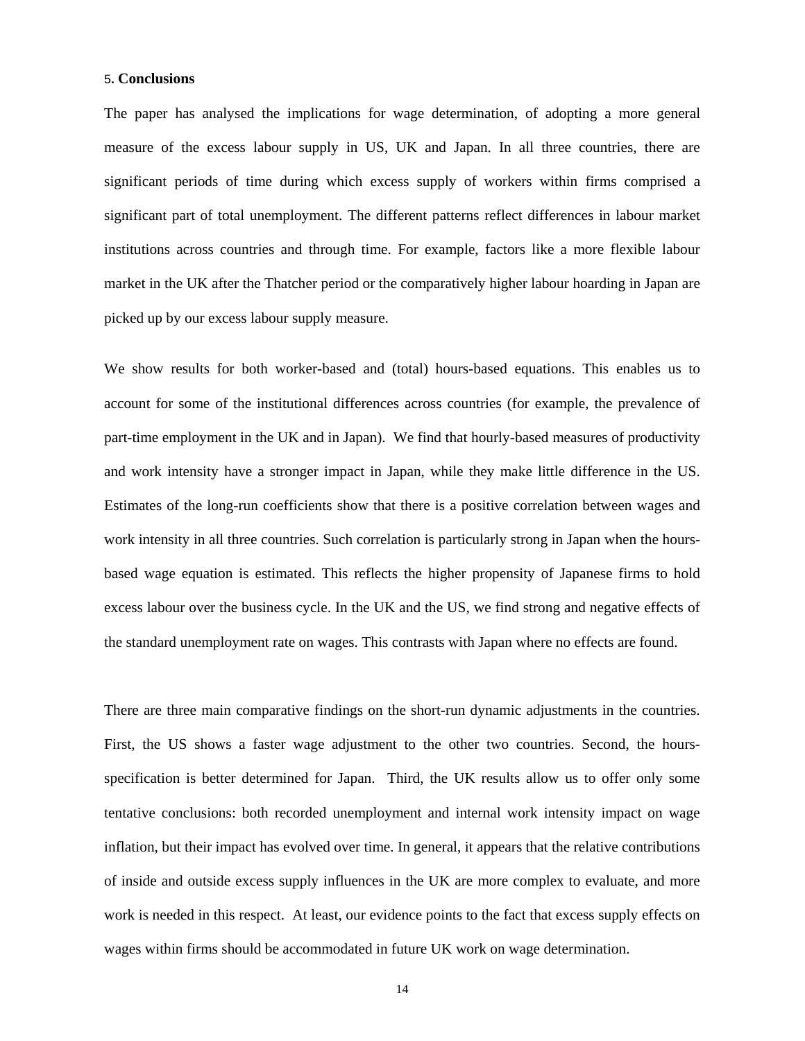## 5. Conclusions

The paper has analysed the implications for wage determination, of adopting a more general measure of the excess labour supply in US, UK and Japan. In all three countries, there are significant periods of time during which excess supply of workers within firms comprised a significant part of total unemployment. The different patterns reflect differences in labour market institutions across countries and through time. For example, factors like a more flexible labour market in the UK after the Thatcher period or the comparatively higher labour hoarding in Japan are picked up by our excess labour supply measure.

We show results for both worker-based and (total) hours-based equations. This enables us to account for some of the institutional differences across countries (for example, the prevalence of part-time employment in the UK and in Japan). We find that hourly-based measures of productivity and work intensity have a stronger impact in Japan, while they make little difference in the US. Estimates of the long-run coefficients show that there is a positive correlation between wages and work intensity in all three countries. Such correlation is particularly strong in Japan when the hours-based wage equation is estimated. This reflects the higher propensity of Japanese firms to hold excess labour over the business cycle. In the UK and the US, we find strong and negative effects of the standard unemployment rate on wages. This contrasts with Japan where no effects are found.

There are three main comparative findings on the short-run dynamic adjustments in the countries. First, the US shows a faster wage adjustment to the other two countries. Second, the hours-specification is better determined for Japan. Third, the UK results allow us to offer only some tentative conclusions: both recorded unemployment and internal work intensity impact on wage inflation, but their impact has evolved over time. In general, it appears that the relative contributions of inside and outside excess supply influences in the UK are more complex to evaluate, and more work is needed in this respect. At least, our evidence points to the fact that excess supply effects on wages within firms should be accommodated in future UK work on wage determination.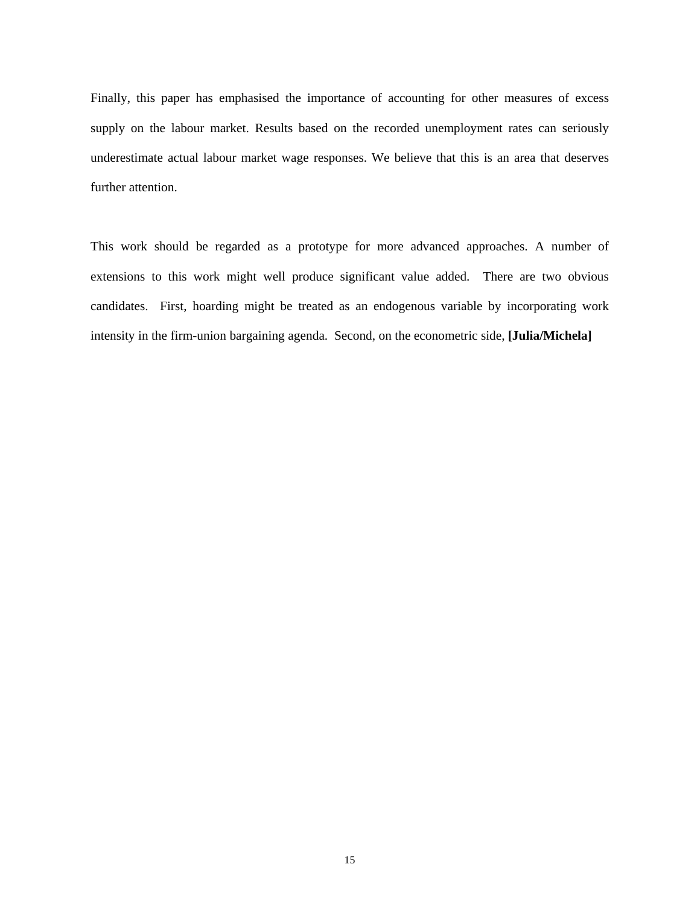Finally, this paper has emphasised the importance of accounting for other measures of excess supply on the labour market. Results based on the recorded unemployment rates can seriously underestimate actual labour market wage responses. We believe that this is an area that deserves further attention.

This work should be regarded as a prototype for more advanced approaches. A number of extensions to this work might well produce significant value added. There are two obvious candidates. First, hoarding might be treated as an endogenous variable by incorporating work intensity in the firm-union bargaining agenda. Second, on the econometric side, **[Julia/Michela]**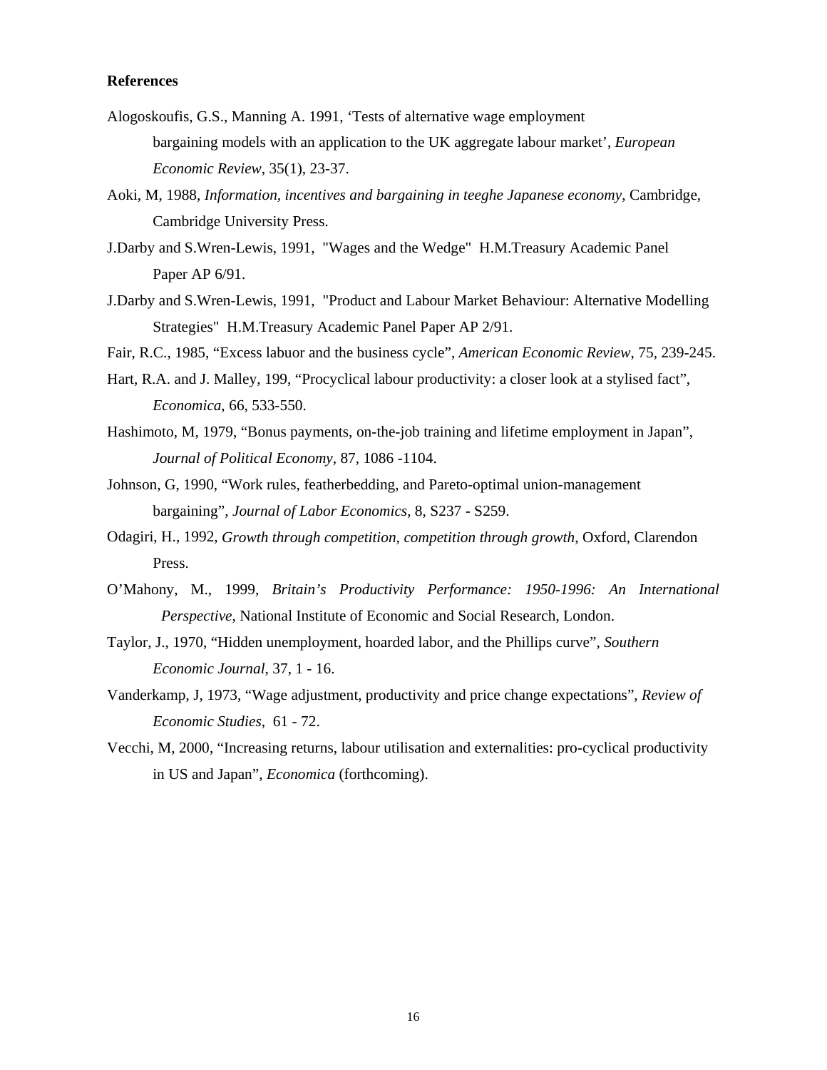**References**

Alogoskoufis, G.S., Manning A. 1991, 'Tests of alternative wage employment bargaining models with an application to the UK aggregate labour market', *European Economic Review*, 35(1), 23-37.

Aoki, M, 1988, *Information, incentives and bargaining in teeghe Japanese economy*, Cambridge, Cambridge University Press.

J.Darby and S.Wren-Lewis, 1991, "Wages and the Wedge" H.M.Treasury Academic Panel Paper AP 6/91.

J.Darby and S.Wren-Lewis, 1991, "Product and Labour Market Behaviour: Alternative Modelling Strategies" H.M.Treasury Academic Panel Paper AP 2/91.

Fair, R.C., 1985, "Excess labuor and the business cycle", *American Economic Review*, 75, 239-245.

Hart, R.A. and J. Malley, 199, "Procyclical labour productivity: a closer look at a stylised fact", *Economica*, 66, 533-550.

Hashimoto, M, 1979, "Bonus payments, on-the-job training and lifetime employment in Japan", *Journal of Political Economy*, 87, 1086 -1104.

Johnson, G, 1990, "Work rules, featherbedding, and Pareto-optimal union-management bargaining", *Journal of Labor Economics*, 8, S237 - S259.

Odagiri, H., 1992, *Growth through competition, competition through growth*, Oxford, Clarendon Press.

O'Mahony, M., 1999, *Britain's Productivity Performance: 1950-1996: An International Perspective*, National Institute of Economic and Social Research, London.

Taylor, J., 1970, "Hidden unemployment, hoarded labor, and the Phillips curve", *Southern Economic Journal*, 37, 1 - 16.

Vanderkamp, J, 1973, "Wage adjustment, productivity and price change expectations", *Review of Economic Studies*, 61 - 72.

Vecchi, M, 2000, "Increasing returns, labour utilisation and externalities: pro-cyclical productivity in US and Japan", *Economica* (forthcoming).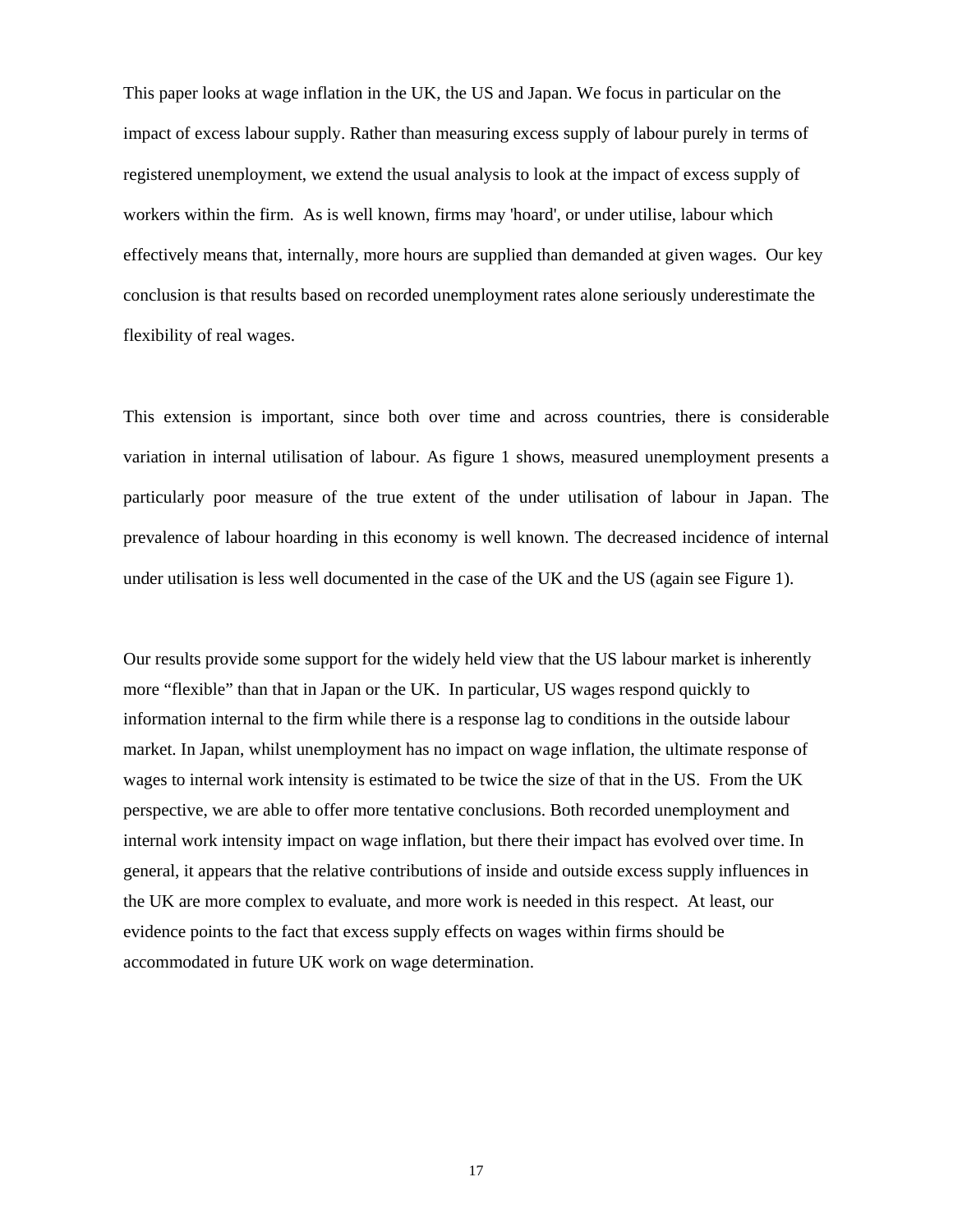This paper looks at wage inflation in the UK, the US and Japan. We focus in particular on the impact of excess labour supply. Rather than measuring excess supply of labour purely in terms of registered unemployment, we extend the usual analysis to look at the impact of excess supply of workers within the firm. As is well known, firms may 'hoard', or under utilise, labour which effectively means that, internally, more hours are supplied than demanded at given wages. Our key conclusion is that results based on recorded unemployment rates alone seriously underestimate the flexibility of real wages.

This extension is important, since both over time and across countries, there is considerable variation in internal utilisation of labour. As figure 1 shows, measured unemployment presents a particularly poor measure of the true extent of the under utilisation of labour in Japan. The prevalence of labour hoarding in this economy is well known. The decreased incidence of internal under utilisation is less well documented in the case of the UK and the US (again see Figure 1).

Our results provide some support for the widely held view that the US labour market is inherently more "flexible" than that in Japan or the UK. In particular, US wages respond quickly to information internal to the firm while there is a response lag to conditions in the outside labour market. In Japan, whilst unemployment has no impact on wage inflation, the ultimate response of wages to internal work intensity is estimated to be twice the size of that in the US. From the UK perspective, we are able to offer more tentative conclusions. Both recorded unemployment and internal work intensity impact on wage inflation, but there their impact has evolved over time. In general, it appears that the relative contributions of inside and outside excess supply influences in the UK are more complex to evaluate, and more work is needed in this respect. At least, our evidence points to the fact that excess supply effects on wages within firms should be accommodated in future UK work on wage determination.